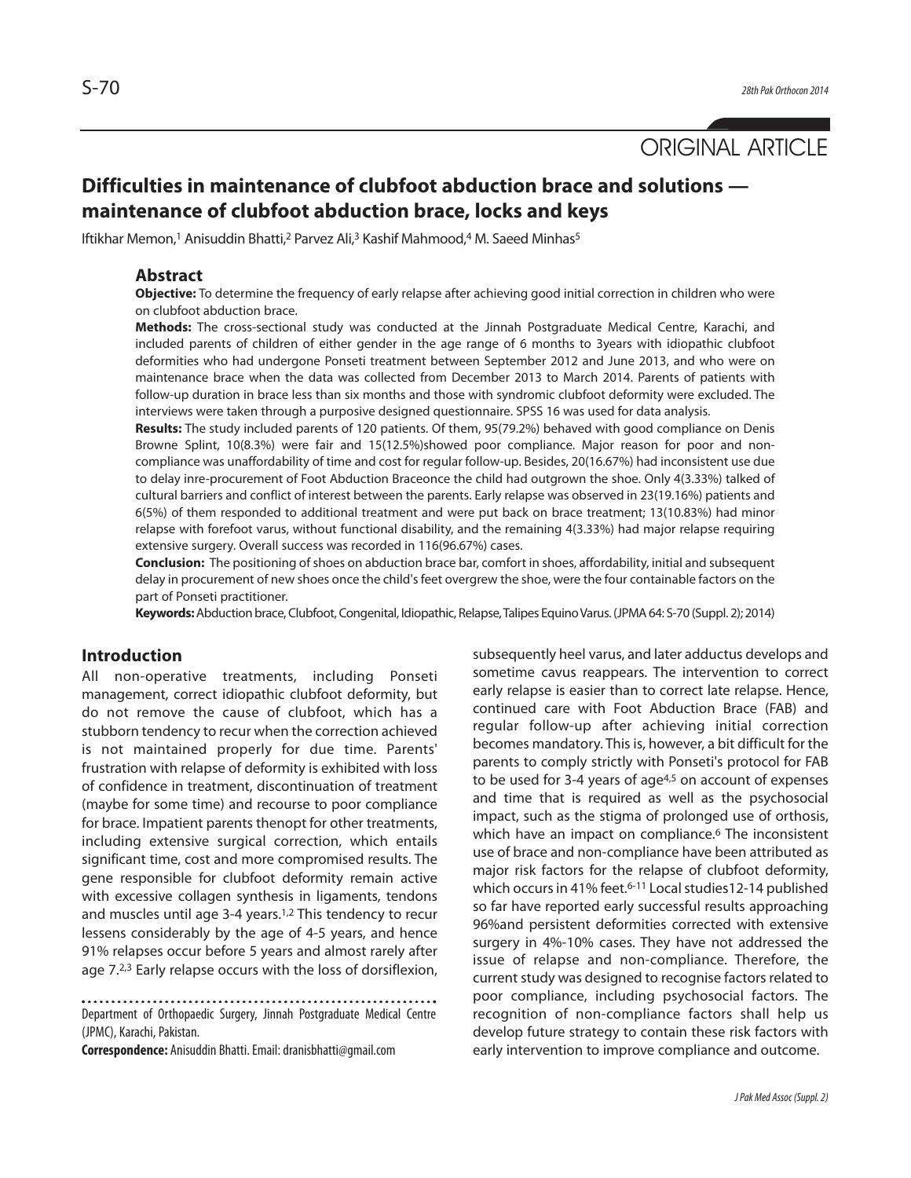ORIGINAL ARTICLE

# Difficulties in maintenance of clubfoot abduction brace and solutions — maintenance of clubfoot abduction brace, locks and keys

Iftikhar Memon,[1] Anisuddin Bhatti,[2] Parvez Ali,[3] Kashif Mahmood,[4] M. Saeed Minhas[5]

## Abstract

**Objective:** To determine the frequency of early relapse after achieving good initial correction in children who were on clubfoot abduction brace.

**Methods:** The cross-sectional study was conducted at the Jinnah Postgraduate Medical Centre, Karachi, and included parents of children of either gender in the age range of 6 months to 3years with idiopathic clubfoot deformities who had undergone Ponseti treatment between September 2012 and June 2013, and who were on maintenance brace when the data was collected from December 2013 to March 2014. Parents of patients with follow-up duration in brace less than six months and those with syndromic clubfoot deformity were excluded. The interviews were taken through a purposive designed questionnaire. SPSS 16 was used for data analysis.

**Results:** The study included parents of 120 patients. Of them, 95(79.2%) behaved with good compliance on Denis Browne Splint, 10(8.3%) were fair and 15(12.5%)showed poor compliance. Major reason for poor and non-compliance was unaffordability of time and cost for regular follow-up. Besides, 20(16.67%) had inconsistent use due to delay inre-procurement of Foot Abduction Braceonce the child had outgrown the shoe. Only 4(3.33%) talked of cultural barriers and conflict of interest between the parents. Early relapse was observed in 23(19.16%) patients and 6(5%) of them responded to additional treatment and were put back on brace treatment; 13(10.83%) had minor relapse with forefoot varus, without functional disability, and the remaining 4(3.33%) had major relapse requiring extensive surgery. Overall success was recorded in 116(96.67%) cases.

**Conclusion:** The positioning of shoes on abduction brace bar, comfort in shoes, affordability, initial and subsequent delay in procurement of new shoes once the child's feet overgrew the shoe, were the four containable factors on the part of Ponseti practitioner.

**Keywords:** Abduction brace, Clubfoot, Congenital, Idiopathic, Relapse, Talipes Equino Varus. (JPMA 64: S-70 (Suppl. 2); 2014)

## Introduction

All non-operative treatments, including Ponseti management, correct idiopathic clubfoot deformity, but do not remove the cause of clubfoot, which has a stubborn tendency to recur when the correction achieved is not maintained properly for due time. Parents' frustration with relapse of deformity is exhibited with loss of confidence in treatment, discontinuation of treatment (maybe for some time) and recourse to poor compliance for brace. Impatient parents thenopt for other treatments, including extensive surgical correction, which entails significant time, cost and more compromised results. The gene responsible for clubfoot deformity remain active with excessive collagen synthesis in ligaments, tendons and muscles until age 3-4 years.[1,2] This tendency to recur lessens considerably by the age of 4-5 years, and hence 91% relapses occur before 5 years and almost rarely after age 7.[2,3] Early relapse occurs with the loss of dorsiflexion, subsequently heel varus, and later adductus develops and sometime cavus reappears. The intervention to correct early relapse is easier than to correct late relapse. Hence, continued care with Foot Abduction Brace (FAB) and regular follow-up after achieving initial correction becomes mandatory. This is, however, a bit difficult for the parents to comply strictly with Ponseti's protocol for FAB to be used for 3-4 years of age[4,5] on account of expenses and time that is required as well as the psychosocial impact, such as the stigma of prolonged use of orthosis, which have an impact on compliance.[6] The inconsistent use of brace and non-compliance have been attributed as major risk factors for the relapse of clubfoot deformity, which occurs in 41% feet.[6-11] Local studies[12-14] published so far have reported early successful results approaching 96%and persistent deformities corrected with extensive surgery in 4%-10% cases. They have not addressed the issue of relapse and non-compliance. Therefore, the current study was designed to recognise factors related to poor compliance, including psychosocial factors. The recognition of non-compliance factors shall help us develop future strategy to contain these risk factors with early intervention to improve compliance and outcome.

Department of Orthopaedic Surgery, Jinnah Postgraduate Medical Centre (JPMC), Karachi, Pakistan.

**Correspondence:** Anisuddin Bhatti. Email: dranisbhatti@gmail.com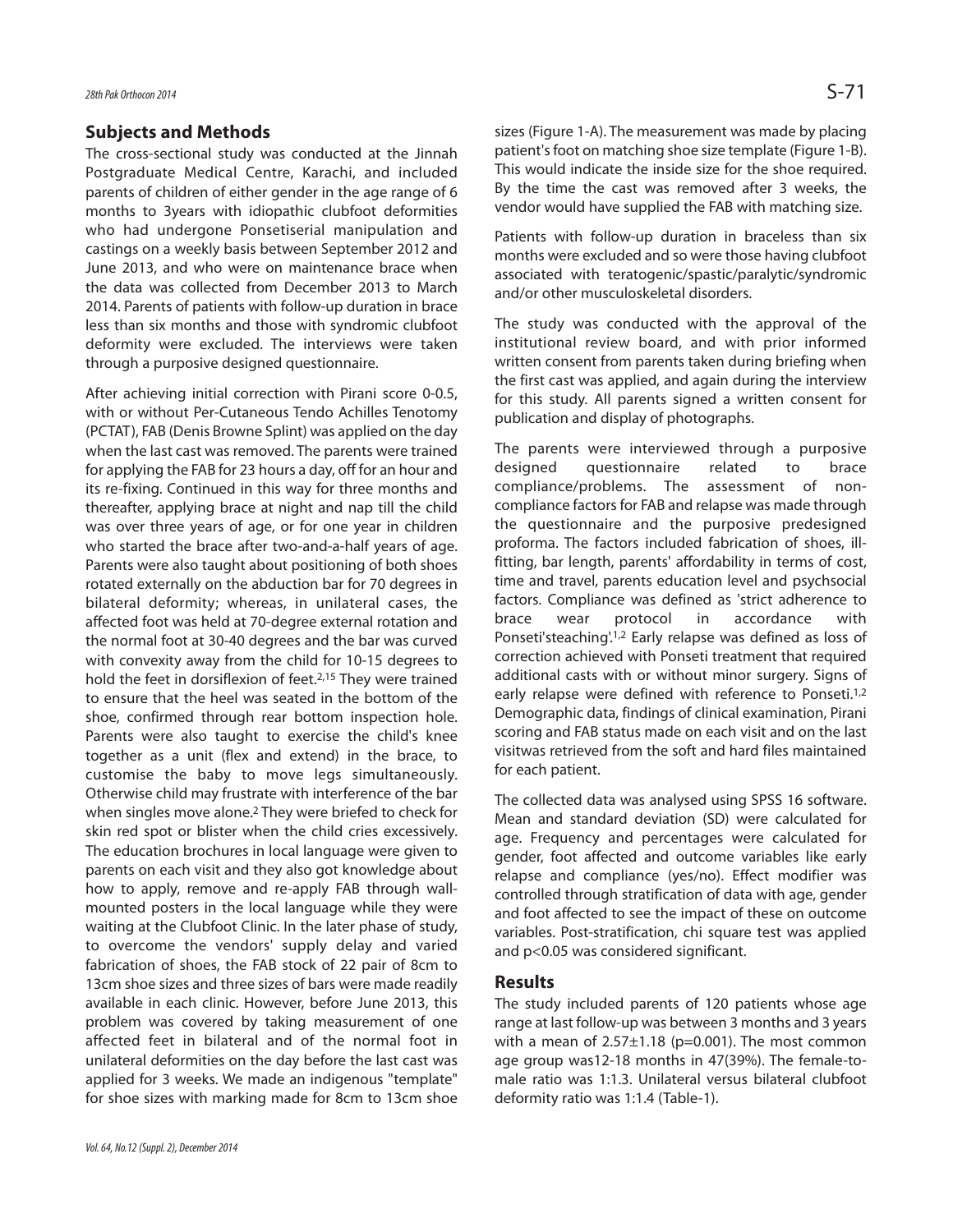## Subjects and Methods

The cross-sectional study was conducted at the Jinnah Postgraduate Medical Centre, Karachi, and included parents of children of either gender in the age range of 6 months to 3years with idiopathic clubfoot deformities who had undergone Ponsetiserial manipulation and castings on a weekly basis between September 2012 and June 2013, and who were on maintenance brace when the data was collected from December 2013 to March 2014. Parents of patients with follow-up duration in brace less than six months and those with syndromic clubfoot deformity were excluded. The interviews were taken through a purposive designed questionnaire.

After achieving initial correction with Pirani score 0-0.5, with or without Per-Cutaneous Tendo Achilles Tenotomy (PCTAT), FAB (Denis Browne Splint) was applied on the day when the last cast was removed. The parents were trained for applying the FAB for 23 hours a day, off for an hour and its re-fixing. Continued in this way for three months and thereafter, applying brace at night and nap till the child was over three years of age, or for one year in children who started the brace after two-and-a-half years of age. Parents were also taught about positioning of both shoes rotated externally on the abduction bar for 70 degrees in bilateral deformity; whereas, in unilateral cases, the affected foot was held at 70-degree external rotation and the normal foot at 30-40 degrees and the bar was curved with convexity away from the child for 10-15 degrees to hold the feet in dorsiflexion of feet.[2,15] They were trained to ensure that the heel was seated in the bottom of the shoe, confirmed through rear bottom inspection hole. Parents were also taught to exercise the child's knee together as a unit (flex and extend) in the brace, to customise the baby to move legs simultaneously. Otherwise child may frustrate with interference of the bar when singles move alone.[2] They were briefed to check for skin red spot or blister when the child cries excessively. The education brochures in local language were given to parents on each visit and they also got knowledge about how to apply, remove and re-apply FAB through wall-mounted posters in the local language while they were waiting at the Clubfoot Clinic. In the later phase of study, to overcome the vendors' supply delay and varied fabrication of shoes, the FAB stock of 22 pair of 8cm to 13cm shoe sizes and three sizes of bars were made readily available in each clinic. However, before June 2013, this problem was covered by taking measurement of one affected feet in bilateral and of the normal foot in unilateral deformities on the day before the last cast was applied for 3 weeks. We made an indigenous "template" for shoe sizes with marking made for 8cm to 13cm shoe sizes (Figure 1-A). The measurement was made by placing patient's foot on matching shoe size template (Figure 1-B). This would indicate the inside size for the shoe required. By the time the cast was removed after 3 weeks, the vendor would have supplied the FAB with matching size.

Patients with follow-up duration in braceless than six months were excluded and so were those having clubfoot associated with teratogenic/spastic/paralytic/syndromic and/or other musculoskeletal disorders.

The study was conducted with the approval of the institutional review board, and with prior informed written consent from parents taken during briefing when the first cast was applied, and again during the interview for this study. All parents signed a written consent for publication and display of photographs.

The parents were interviewed through a purposive designed questionnaire related to brace compliance/problems. The assessment of non-compliance factors for FAB and relapse was made through the questionnaire and the purposive predesigned proforma. The factors included fabrication of shoes, ill-fitting, bar length, parents' affordability in terms of cost, time and travel, parents education level and psychsocial factors. Compliance was defined as 'strict adherence to brace wear protocol in accordance with Ponseti'steaching'.[1,2] Early relapse was defined as loss of correction achieved with Ponseti treatment that required additional casts with or without minor surgery. Signs of early relapse were defined with reference to Ponseti.[1,2] Demographic data, findings of clinical examination, Pirani scoring and FAB status made on each visit and on the last visitwas retrieved from the soft and hard files maintained for each patient.

The collected data was analysed using SPSS 16 software. Mean and standard deviation (SD) were calculated for age. Frequency and percentages were calculated for gender, foot affected and outcome variables like early relapse and compliance (yes/no). Effect modifier was controlled through stratification of data with age, gender and foot affected to see the impact of these on outcome variables. Post-stratification, chi square test was applied and $p<0.05$ was considered significant.

## Results

The study included parents of 120 patients whose age range at last follow-up was between 3 months and 3 years with a mean of $2.57\pm1.18$ ($p=0.001$). The most common age group was12-18 months in 47(39%). The female-to-male ratio was 1:1.3. Unilateral versus bilateral clubfoot deformity ratio was 1:1.4 (Table-1).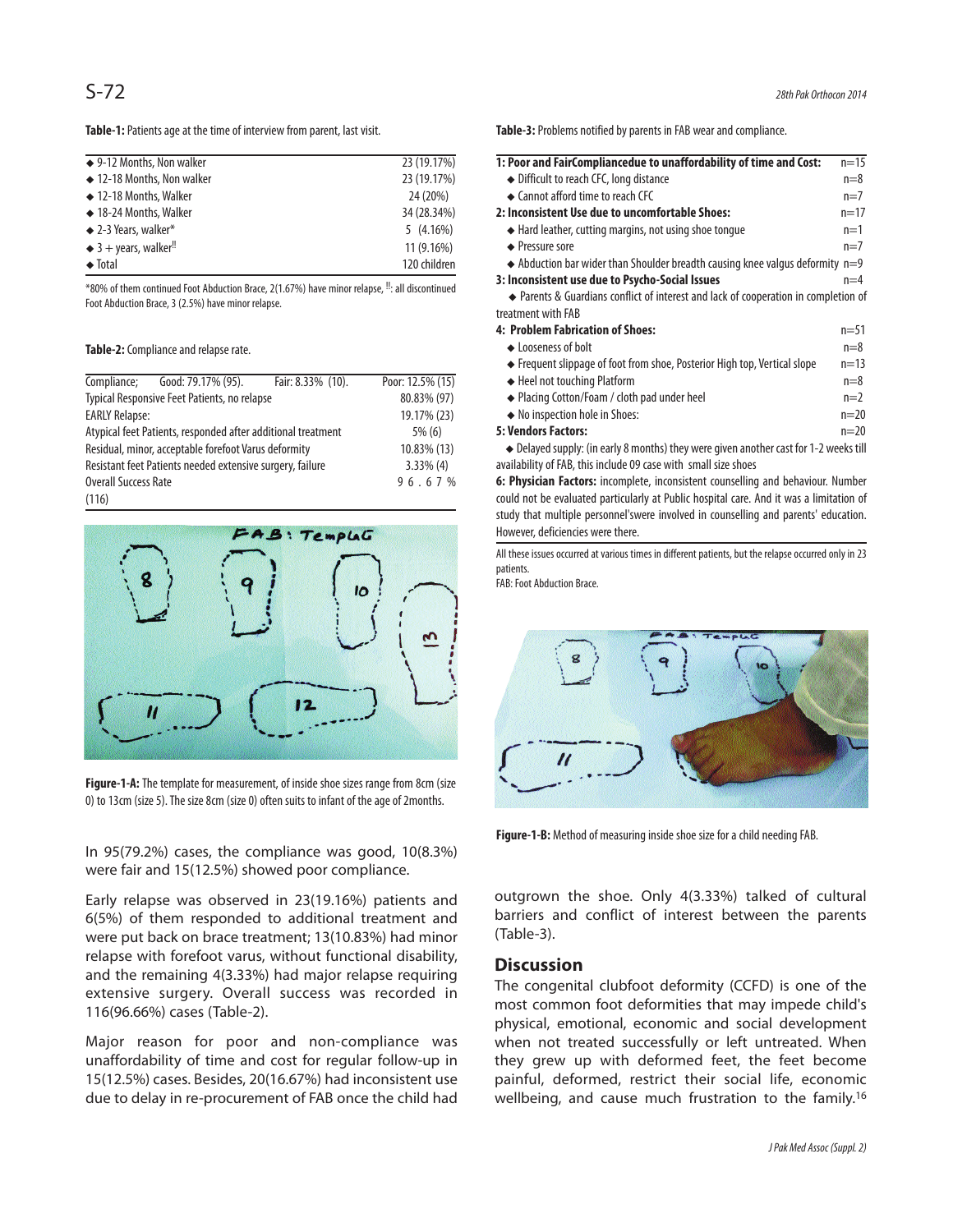**Table-1:** Patients age at the time of interview from parent, last visit.

| | |
|---|---|
| ◆ 9-12 Months, Non walker | 23 (19.17%) |
| ◆ 12-18 Months, Non walker | 23 (19.17%) |
| ◆ 12-18 Months, Walker | 24 (20%) |
| ◆ 18-24 Months, Walker | 34 (28.34%) |
| ◆ 2-3 Years, walker* | 5 (4.16%) |
| ◆ 3 + years, walker!! | 11 (9.16%) |
| ◆ Total | 120 children |

*80% of them continued Foot Abduction Brace, 2(1.67%) have minor relapse, !!: all discontinued Foot Abduction Brace, 3 (2.5%) have minor relapse.

**Table-2:** Compliance and relapse rate.

| | |
|---|---|
| Compliance; Good: 79.17% (95). Fair: 8.33% (10). | Poor: 12.5% (15) |
| Typical Responsive Feet Patients, no relapse | 80.83% (97) |
| EARLY Relapse: | 19.17% (23) |
| Atypical feet Patients, responded after additional treatment | 5% (6) |
| Residual, minor, acceptable forefoot Varus deformity | 10.83% (13) |
| Resistant feet Patients needed extensive surgery, failure | 3.33% (4) |
| Overall Success Rate (116) | 96.67% |

**Figure-1-A:** The template for measurement, of inside shoe sizes range from 8cm (size 0) to 13cm (size 5). The size 8cm (size 0) often suits to infant of the age of 2months.

In 95(79.2%) cases, the compliance was good, 10(8.3%) were fair and 15(12.5%) showed poor compliance.

Early relapse was observed in 23(19.16%) patients and 6(5%) of them responded to additional treatment and were put back on brace treatment; 13(10.83%) had minor relapse with forefoot varus, without functional disability, and the remaining 4(3.33%) had major relapse requiring extensive surgery. Overall success was recorded in 116(96.66%) cases (Table-2).

Major reason for poor and non-compliance was unaffordability of time and cost for regular follow-up in 15(12.5%) cases. Besides, 20(16.67%) had inconsistent use due to delay in re-procurement of FAB once the child had outgrown the shoe. Only 4(3.33%) talked of cultural barriers and conflict of interest between the parents (Table-3).

**Table-3:** Problems notified by parents in FAB wear and compliance.

| | |
|---|---|
| **1: Poor and FairCompliancedue to unaffordability of time and Cost:** | n=15 |
| ◆ Difficult to reach CFC, long distance | n=8 |
| ◆ Cannot afford time to reach CFC | n=7 |
| **2: Inconsistent Use due to uncomfortable Shoes:** | n=17 |
| ◆ Hard leather, cutting margins, not using shoe tongue | n=1 |
| ◆ Pressure sore | n=7 |
| ◆ Abduction bar wider than Shoulder breadth causing knee valgus deformity | n=9 |
| **3: Inconsistent use due to Psycho-Social Issues** | n=4 |
| ◆ Parents & Guardians conflict of interest and lack of cooperation in completion of treatment with FAB | |
| **4: Problem Fabrication of Shoes:** | n=51 |
| ◆ Looseness of bolt | n=8 |
| ◆ Frequent slippage of foot from shoe, Posterior High top, Vertical slope | n=13 |
| ◆ Heel not touching Platform | n=8 |
| ◆ Placing Cotton/Foam / cloth pad under heel | n=2 |
| ◆ No inspection hole in Shoes: | n=20 |
| **5: Vendors Factors:** | n=20 |
| ◆ Delayed supply: (in early 8 months) they were given another cast for 1-2 weeks till availability of FAB, this include 09 case with small size shoes | |
| **6: Physician Factors:** incomplete, inconsistent counselling and behaviour. Number could not be evaluated particularly at Public hospital care. And it was a limitation of study that multiple personnel'swere involved in counselling and parents' education. However, deficiencies were there. | |

All these issues occurred at various times in different patients, but the relapse occurred only in 23 patients.
FAB: Foot Abduction Brace.

**Figure-1-B:** Method of measuring inside shoe size for a child needing FAB.

## Discussion

The congenital clubfoot deformity (CCFD) is one of the most common foot deformities that may impede child's physical, emotional, economic and social development when not treated successfully or left untreated. When they grew up with deformed feet, the feet become painful, deformed, restrict their social life, economic wellbeing, and cause much frustration to the family.[16]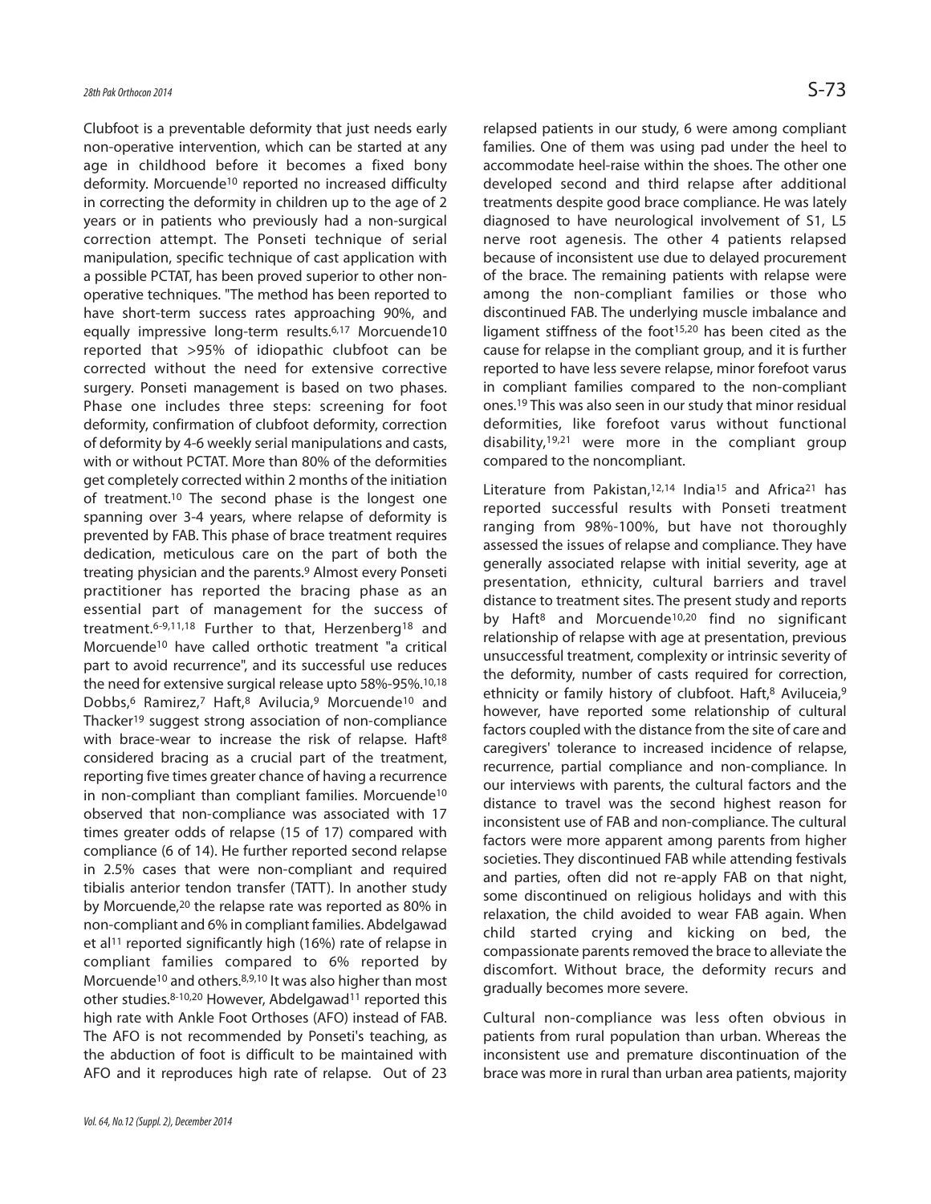Clubfoot is a preventable deformity that just needs early non-operative intervention, which can be started at any age in childhood before it becomes a fixed bony deformity. Morcuende[10] reported no increased difficulty in correcting the deformity in children up to the age of 2 years or in patients who previously had a non-surgical correction attempt. The Ponseti technique of serial manipulation, specific technique of cast application with a possible PCTAT, has been proved superior to other non-operative techniques. "The method has been reported to have short-term success rates approaching 90%, and equally impressive long-term results.[6,17] Morcuende[10] reported that >95% of idiopathic clubfoot can be corrected without the need for extensive corrective surgery. Ponseti management is based on two phases. Phase one includes three steps: screening for foot deformity, confirmation of clubfoot deformity, correction of deformity by 4-6 weekly serial manipulations and casts, with or without PCTAT. More than 80% of the deformities get completely corrected within 2 months of the initiation of treatment.[10] The second phase is the longest one spanning over 3-4 years, where relapse of deformity is prevented by FAB. This phase of brace treatment requires dedication, meticulous care on the part of both the treating physician and the parents.[9] Almost every Ponseti practitioner has reported the bracing phase as an essential part of management for the success of treatment.[6-9,11,18] Further to that, Herzenberg[18] and Morcuende[10] have called orthotic treatment "a critical part to avoid recurrence", and its successful use reduces the need for extensive surgical release upto 58%-95%.[10,18] Dobbs,[6] Ramirez,[7] Haft,[8] Avilucia,[9] Morcuende[10] and Thacker[19] suggest strong association of non-compliance with brace-wear to increase the risk of relapse. Haft[8] considered bracing as a crucial part of the treatment, reporting five times greater chance of having a recurrence in non-compliant than compliant families. Morcuende[10] observed that non-compliance was associated with 17 times greater odds of relapse (15 of 17) compared with compliance (6 of 14). He further reported second relapse in 2.5% cases that were non-compliant and required tibialis anterior tendon transfer (TATT). In another study by Morcuende,[20] the relapse rate was reported as 80% in non-compliant and 6% in compliant families. Abdelgawad et al[11] reported significantly high (16%) rate of relapse in compliant families compared to 6% reported by Morcuende[10] and others.[8,9,10] It was also higher than most other studies.[8-10,20] However, Abdelgawad[11] reported this high rate with Ankle Foot Orthoses (AFO) instead of FAB. The AFO is not recommended by Ponseti's teaching, as the abduction of foot is difficult to be maintained with AFO and it reproduces high rate of relapse. Out of 23 relapsed patients in our study, 6 were among compliant families. One of them was using pad under the heel to accommodate heel-raise within the shoes. The other one developed second and third relapse after additional treatments despite good brace compliance. He was lately diagnosed to have neurological involvement of S1, L5 nerve root agenesis. The other 4 patients relapsed because of inconsistent use due to delayed procurement of the brace. The remaining patients with relapse were among the non-compliant families or those who discontinued FAB. The underlying muscle imbalance and ligament stiffness of the foot[15,20] has been cited as the cause for relapse in the compliant group, and it is further reported to have less severe relapse, minor forefoot varus in compliant families compared to the non-compliant ones.[19] This was also seen in our study that minor residual deformities, like forefoot varus without functional disability,[19,21] were more in the compliant group compared to the noncompliant.

Literature from Pakistan,[12,14] India[15] and Africa[21] has reported successful results with Ponseti treatment ranging from 98%-100%, but have not thoroughly assessed the issues of relapse and compliance. They have generally associated relapse with initial severity, age at presentation, ethnicity, cultural barriers and travel distance to treatment sites. The present study and reports by Haft[8] and Morcuende[10,20] find no significant relationship of relapse with age at presentation, previous unsuccessful treatment, complexity or intrinsic severity of the deformity, number of casts required for correction, ethnicity or family history of clubfoot. Haft,[8] Aviluceia,[9] however, have reported some relationship of cultural factors coupled with the distance from the site of care and caregivers' tolerance to increased incidence of relapse, recurrence, partial compliance and non-compliance. In our interviews with parents, the cultural factors and the distance to travel was the second highest reason for inconsistent use of FAB and non-compliance. The cultural factors were more apparent among parents from higher societies. They discontinued FAB while attending festivals and parties, often did not re-apply FAB on that night, some discontinued on religious holidays and with this relaxation, the child avoided to wear FAB again. When child started crying and kicking on bed, the compassionate parents removed the brace to alleviate the discomfort. Without brace, the deformity recurs and gradually becomes more severe.

Cultural non-compliance was less often obvious in patients from rural population than urban. Whereas the inconsistent use and premature discontinuation of the brace was more in rural than urban area patients, majority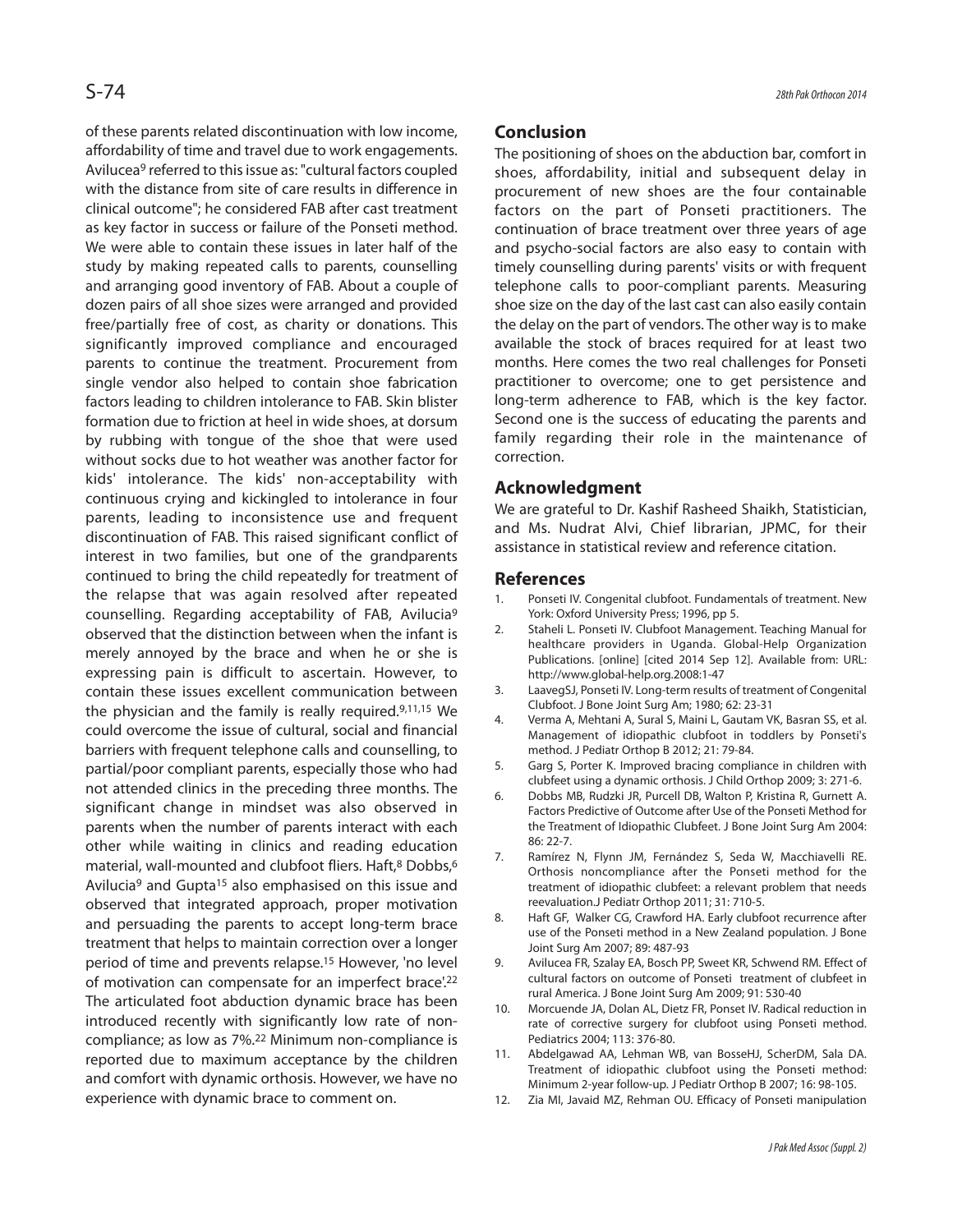of these parents related discontinuation with low income, affordability of time and travel due to work engagements. Avilucea[9] referred to this issue as: "cultural factors coupled with the distance from site of care results in difference in clinical outcome"; he considered FAB after cast treatment as key factor in success or failure of the Ponseti method. We were able to contain these issues in later half of the study by making repeated calls to parents, counselling and arranging good inventory of FAB. About a couple of dozen pairs of all shoe sizes were arranged and provided free/partially free of cost, as charity or donations. This significantly improved compliance and encouraged parents to continue the treatment. Procurement from single vendor also helped to contain shoe fabrication factors leading to children intolerance to FAB. Skin blister formation due to friction at heel in wide shoes, at dorsum by rubbing with tongue of the shoe that were used without socks due to hot weather was another factor for kids' intolerance. The kids' non-acceptability with continuous crying and kickingled to intolerance in four parents, leading to inconsistence use and frequent discontinuation of FAB. This raised significant conflict of interest in two families, but one of the grandparents continued to bring the child repeatedly for treatment of the relapse that was again resolved after repeated counselling. Regarding acceptability of FAB, Avilucia[9] observed that the distinction between when the infant is merely annoyed by the brace and when he or she is expressing pain is difficult to ascertain. However, to contain these issues excellent communication between the physician and the family is really required.[9,11,15] We could overcome the issue of cultural, social and financial barriers with frequent telephone calls and counselling, to partial/poor compliant parents, especially those who had not attended clinics in the preceding three months. The significant change in mindset was also observed in parents when the number of parents interact with each other while waiting in clinics and reading education material, wall-mounted and clubfoot fliers. Haft,[8] Dobbs,[6] Avilucia[9] and Gupta[15] also emphasised on this issue and observed that integrated approach, proper motivation and persuading the parents to accept long-term brace treatment that helps to maintain correction over a longer period of time and prevents relapse.[15] However, 'no level of motivation can compensate for an imperfect brace'.[22] The articulated foot abduction dynamic brace has been introduced recently with significantly low rate of non-compliance; as low as 7%.[22] Minimum non-compliance is reported due to maximum acceptance by the children and comfort with dynamic orthosis. However, we have no experience with dynamic brace to comment on.

## Conclusion

The positioning of shoes on the abduction bar, comfort in shoes, affordability, initial and subsequent delay in procurement of new shoes are the four containable factors on the part of Ponseti practitioners. The continuation of brace treatment over three years of age and psycho-social factors are also easy to contain with timely counselling during parents' visits or with frequent telephone calls to poor-compliant parents. Measuring shoe size on the day of the last cast can also easily contain the delay on the part of vendors. The other way is to make available the stock of braces required for at least two months. Here comes the two real challenges for Ponseti practitioner to overcome; one to get persistence and long-term adherence to FAB, which is the key factor. Second one is the success of educating the parents and family regarding their role in the maintenance of correction.

## Acknowledgment

We are grateful to Dr. Kashif Rasheed Shaikh, Statistician, and Ms. Nudrat Alvi, Chief librarian, JPMC, for their assistance in statistical review and reference citation.

## References

1. Ponseti IV. Congenital clubfoot. Fundamentals of treatment. New York: Oxford University Press; 1996, pp 5.
2. Staheli L. Ponseti IV. Clubfoot Management. Teaching Manual for healthcare providers in Uganda. Global-Help Organization Publications. [online] [cited 2014 Sep 12]. Available from: URL: http://www.global-help.org.2008:1-47
3. LaavegSJ, Ponseti IV. Long-term results of treatment of Congenital Clubfoot. J Bone Joint Surg Am; 1980; 62: 23-31
4. Verma A, Mehtani A, Sural S, Maini L, Gautam VK, Basran SS, et al. Management of idiopathic clubfoot in toddlers by Ponseti's method. J Pediatr Orthop B 2012; 21: 79-84.
5. Garg S, Porter K. Improved bracing compliance in children with clubfeet using a dynamic orthosis. J Child Orthop 2009; 3: 271-6.
6. Dobbs MB, Rudzki JR, Purcell DB, Walton P, Kristina R, Gurnett A. Factors Predictive of Outcome after Use of the Ponseti Method for the Treatment of Idiopathic Clubfeet. J Bone Joint Surg Am 2004: 86: 22-7.
7. Ramírez N, Flynn JM, Fernández S, Seda W, Macchiavelli RE. Orthosis noncompliance after the Ponseti method for the treatment of idiopathic clubfeet: a relevant problem that needs reevaluation.J Pediatr Orthop 2011; 31: 710-5.
8. Haft GF, Walker CG, Crawford HA. Early clubfoot recurrence after use of the Ponseti method in a New Zealand population. J Bone Joint Surg Am 2007; 89: 487-93
9. Avilucea FR, Szalay EA, Bosch PP, Sweet KR, Schwend RM. Effect of cultural factors on outcome of Ponseti treatment of clubfeet in rural America. J Bone Joint Surg Am 2009; 91: 530-40
10. Morcuende JA, Dolan AL, Dietz FR, Ponset IV. Radical reduction in rate of corrective surgery for clubfoot using Ponseti method. Pediatrics 2004; 113: 376-80.
11. Abdelgawad AA, Lehman WB, van BosseHJ, ScherDM, Sala DA. Treatment of idiopathic clubfoot using the Ponseti method: Minimum 2-year follow-up. J Pediatr Orthop B 2007; 16: 98-105.
12. Zia MI, Javaid MZ, Rehman OU. Efficacy of Ponseti manipulation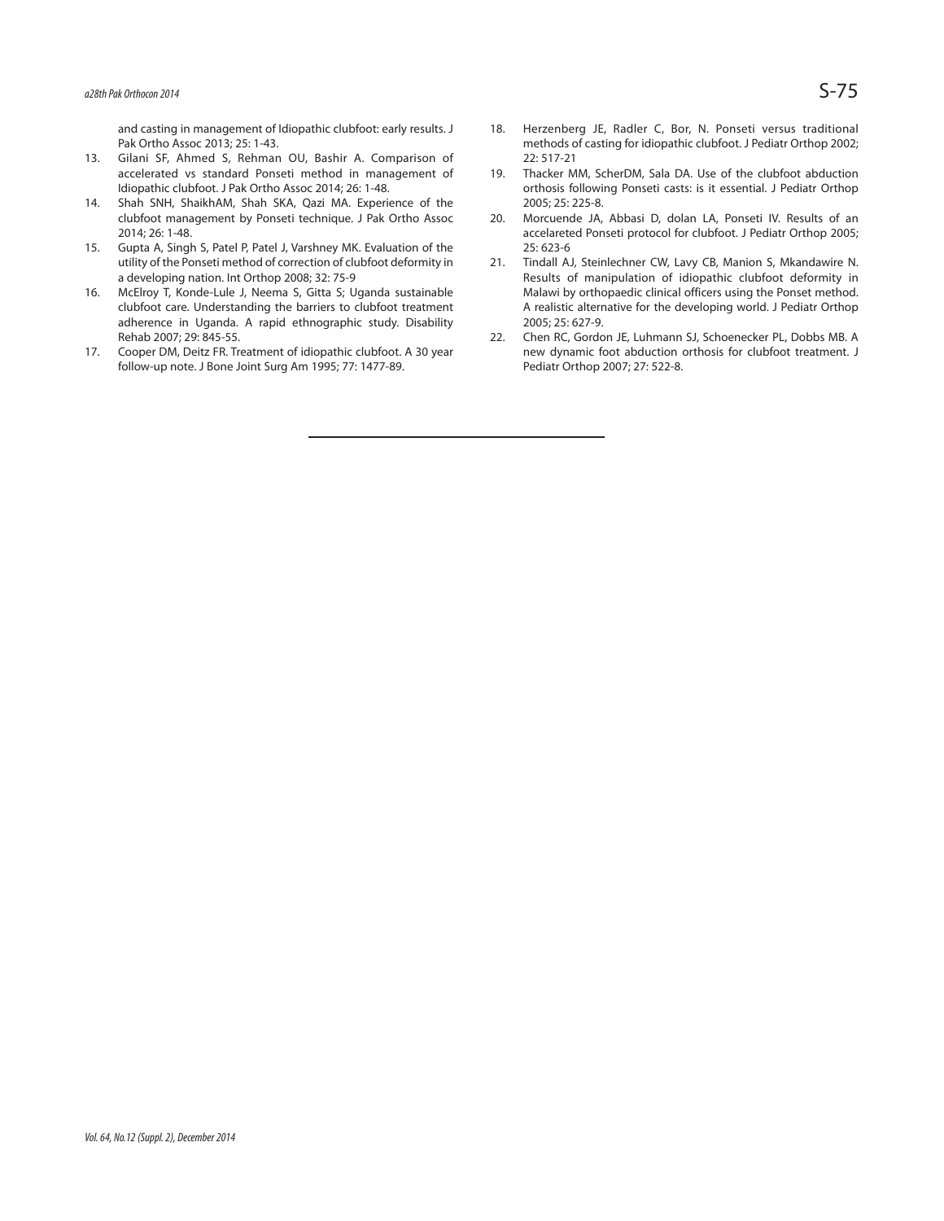and casting in management of Idiopathic clubfoot: early results. J Pak Ortho Assoc 2013; 25: 1-43.

13. Gilani SF, Ahmed S, Rehman OU, Bashir A. Comparison of accelerated vs standard Ponseti method in management of Idiopathic clubfoot. J Pak Ortho Assoc 2014; 26: 1-48.
14. Shah SNH, ShaikhAM, Shah SKA, Qazi MA. Experience of the clubfoot management by Ponseti technique. J Pak Ortho Assoc 2014; 26: 1-48.
15. Gupta A, Singh S, Patel P, Patel J, Varshney MK. Evaluation of the utility of the Ponseti method of correction of clubfoot deformity in a developing nation. Int Orthop 2008; 32: 75-9
16. McElroy T, Konde-Lule J, Neema S, Gitta S; Uganda sustainable clubfoot care. Understanding the barriers to clubfoot treatment adherence in Uganda. A rapid ethnographic study. Disability Rehab 2007; 29: 845-55.
17. Cooper DM, Deitz FR. Treatment of idiopathic clubfoot. A 30 year follow-up note. J Bone Joint Surg Am 1995; 77: 1477-89.
18. Herzenberg JE, Radler C, Bor, N. Ponseti versus traditional methods of casting for idiopathic clubfoot. J Pediatr Orthop 2002; 22: 517-21
19. Thacker MM, ScherDM, Sala DA. Use of the clubfoot abduction orthosis following Ponseti casts: is it essential. J Pediatr Orthop 2005; 25: 225-8.
20. Morcuende JA, Abbasi D, dolan LA, Ponseti IV. Results of an accelareted Ponseti protocol for clubfoot. J Pediatr Orthop 2005; 25: 623-6
21. Tindall AJ, Steinlechner CW, Lavy CB, Manion S, Mkandawire N. Results of manipulation of idiopathic clubfoot deformity in Malawi by orthopaedic clinical officers using the Ponset method. A realistic alternative for the developing world. J Pediatr Orthop 2005; 25: 627-9.
22. Chen RC, Gordon JE, Luhmann SJ, Schoenecker PL, Dobbs MB. A new dynamic foot abduction orthosis for clubfoot treatment. J Pediatr Orthop 2007; 27: 522-8.